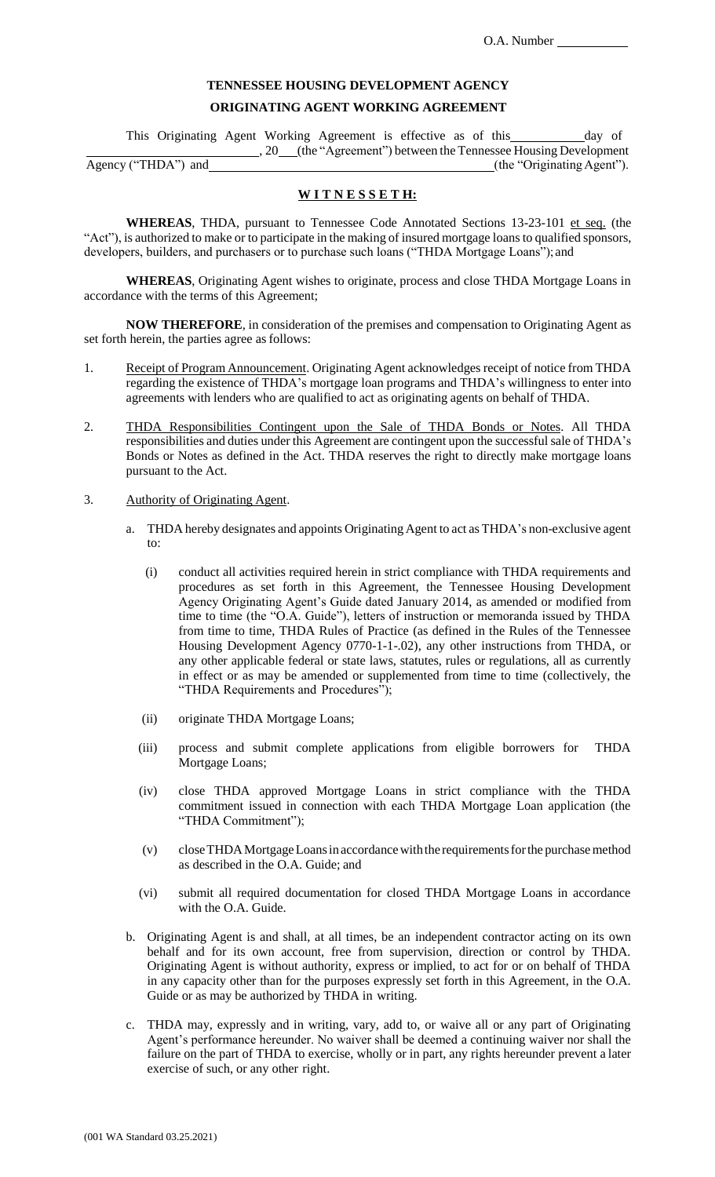O.A. Number __________

# TENNESSEE HOUSING DEVELOPMENT AGENCY

## ORIGINATING AGENT WORKING AGREEMENT

This Originating Agent Working Agreement is effective as of this __________ day of __________________________, 20___ (the "Agreement") between the Tennessee Housing Development Agency ("THDA") and ________________________________________ (the "Originating Agent").

**W I T N E S S E T H:**

**WHEREAS**, THDA, pursuant to Tennessee Code Annotated Sections 13-23-101 et seq. (the "Act"), is authorized to make or to participate in the making of insured mortgage loans to qualified sponsors, developers, builders, and purchasers or to purchase such loans ("THDA Mortgage Loans"); and

**WHEREAS**, Originating Agent wishes to originate, process and close THDA Mortgage Loans in accordance with the terms of this Agreement;

**NOW THEREFORE**, in consideration of the premises and compensation to Originating Agent as set forth herein, the parties agree as follows:

1. Receipt of Program Announcement. Originating Agent acknowledges receipt of notice from THDA regarding the existence of THDA's mortgage loan programs and THDA's willingness to enter into agreements with lenders who are qualified to act as originating agents on behalf of THDA.

2. THDA Responsibilities Contingent upon the Sale of THDA Bonds or Notes. All THDA responsibilities and duties under this Agreement are contingent upon the successful sale of THDA's Bonds or Notes as defined in the Act. THDA reserves the right to directly make mortgage loans pursuant to the Act.

3. Authority of Originating Agent.

   a. THDA hereby designates and appoints Originating Agent to act as THDA's non-exclusive agent to:

      (i) conduct all activities required herein in strict compliance with THDA requirements and procedures as set forth in this Agreement, the Tennessee Housing Development Agency Originating Agent's Guide dated January 2014, as amended or modified from time to time (the "O.A. Guide"), letters of instruction or memoranda issued by THDA from time to time, THDA Rules of Practice (as defined in the Rules of the Tennessee Housing Development Agency 0770-1-1-.02), any other instructions from THDA, or any other applicable federal or state laws, statutes, rules or regulations, all as currently in effect or as may be amended or supplemented from time to time (collectively, the "THDA Requirements and Procedures");

      (ii) originate THDA Mortgage Loans;

      (iii) process and submit complete applications from eligible borrowers for THDA Mortgage Loans;

      (iv) close THDA approved Mortgage Loans in strict compliance with the THDA commitment issued in connection with each THDA Mortgage Loan application (the "THDA Commitment");

      (v) close THDA Mortgage Loans in accordance with the requirements for the purchase method as described in the O.A. Guide; and

      (vi) submit all required documentation for closed THDA Mortgage Loans in accordance with the O.A. Guide.

   b. Originating Agent is and shall, at all times, be an independent contractor acting on its own behalf and for its own account, free from supervision, direction or control by THDA. Originating Agent is without authority, express or implied, to act for or on behalf of THDA in any capacity other than for the purposes expressly set forth in this Agreement, in the O.A. Guide or as may be authorized by THDA in writing.

   c. THDA may, expressly and in writing, vary, add to, or waive all or any part of Originating Agent's performance hereunder. No waiver shall be deemed a continuing waiver nor shall the failure on the part of THDA to exercise, wholly or in part, any rights hereunder prevent a later exercise of such, or any other right.

(001 WA Standard 03.25.2021)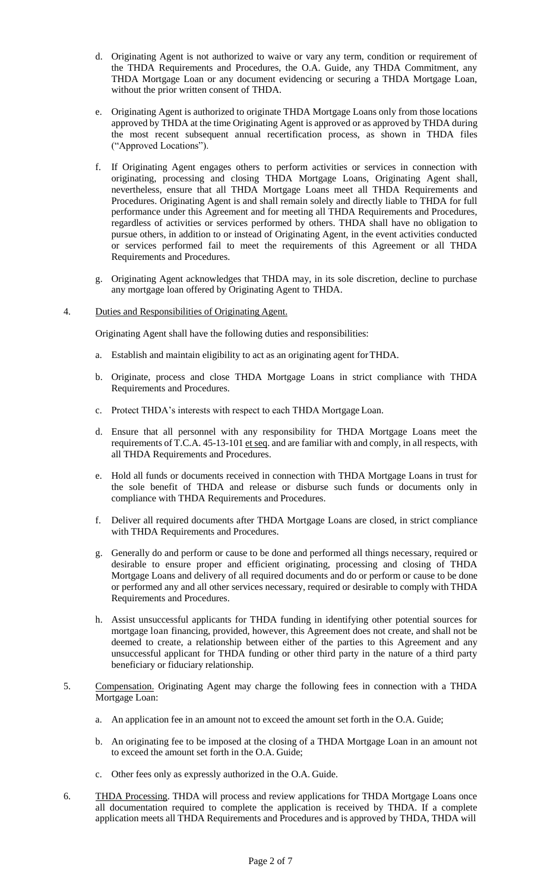d. Originating Agent is not authorized to waive or vary any term, condition or requirement of the THDA Requirements and Procedures, the O.A. Guide, any THDA Commitment, any THDA Mortgage Loan or any document evidencing or securing a THDA Mortgage Loan, without the prior written consent of THDA.

e. Originating Agent is authorized to originate THDA Mortgage Loans only from those locations approved by THDA at the time Originating Agent is approved or as approved by THDA during the most recent subsequent annual recertification process, as shown in THDA files ("Approved Locations").

f. If Originating Agent engages others to perform activities or services in connection with originating, processing and closing THDA Mortgage Loans, Originating Agent shall, nevertheless, ensure that all THDA Mortgage Loans meet all THDA Requirements and Procedures. Originating Agent is and shall remain solely and directly liable to THDA for full performance under this Agreement and for meeting all THDA Requirements and Procedures, regardless of activities or services performed by others. THDA shall have no obligation to pursue others, in addition to or instead of Originating Agent, in the event activities conducted or services performed fail to meet the requirements of this Agreement or all THDA Requirements and Procedures.

g. Originating Agent acknowledges that THDA may, in its sole discretion, decline to purchase any mortgage loan offered by Originating Agent to THDA.

4. Duties and Responsibilities of Originating Agent.

Originating Agent shall have the following duties and responsibilities:

a. Establish and maintain eligibility to act as an originating agent for THDA.

b. Originate, process and close THDA Mortgage Loans in strict compliance with THDA Requirements and Procedures.

c. Protect THDA's interests with respect to each THDA Mortgage Loan.

d. Ensure that all personnel with any responsibility for THDA Mortgage Loans meet the requirements of T.C.A. 45-13-101 et seq. and are familiar with and comply, in all respects, with all THDA Requirements and Procedures.

e. Hold all funds or documents received in connection with THDA Mortgage Loans in trust for the sole benefit of THDA and release or disburse such funds or documents only in compliance with THDA Requirements and Procedures.

f. Deliver all required documents after THDA Mortgage Loans are closed, in strict compliance with THDA Requirements and Procedures.

g. Generally do and perform or cause to be done and performed all things necessary, required or desirable to ensure proper and efficient originating, processing and closing of THDA Mortgage Loans and delivery of all required documents and do or perform or cause to be done or performed any and all other services necessary, required or desirable to comply with THDA Requirements and Procedures.

h. Assist unsuccessful applicants for THDA funding in identifying other potential sources for mortgage loan financing, provided, however, this Agreement does not create, and shall not be deemed to create, a relationship between either of the parties to this Agreement and any unsuccessful applicant for THDA funding or other third party in the nature of a third party beneficiary or fiduciary relationship.

5. Compensation. Originating Agent may charge the following fees in connection with a THDA Mortgage Loan:

a. An application fee in an amount not to exceed the amount set forth in the O.A. Guide;

b. An originating fee to be imposed at the closing of a THDA Mortgage Loan in an amount not to exceed the amount set forth in the O.A. Guide;

c. Other fees only as expressly authorized in the O.A. Guide.

6. THDA Processing. THDA will process and review applications for THDA Mortgage Loans once all documentation required to complete the application is received by THDA. If a complete application meets all THDA Requirements and Procedures and is approved by THDA, THDA will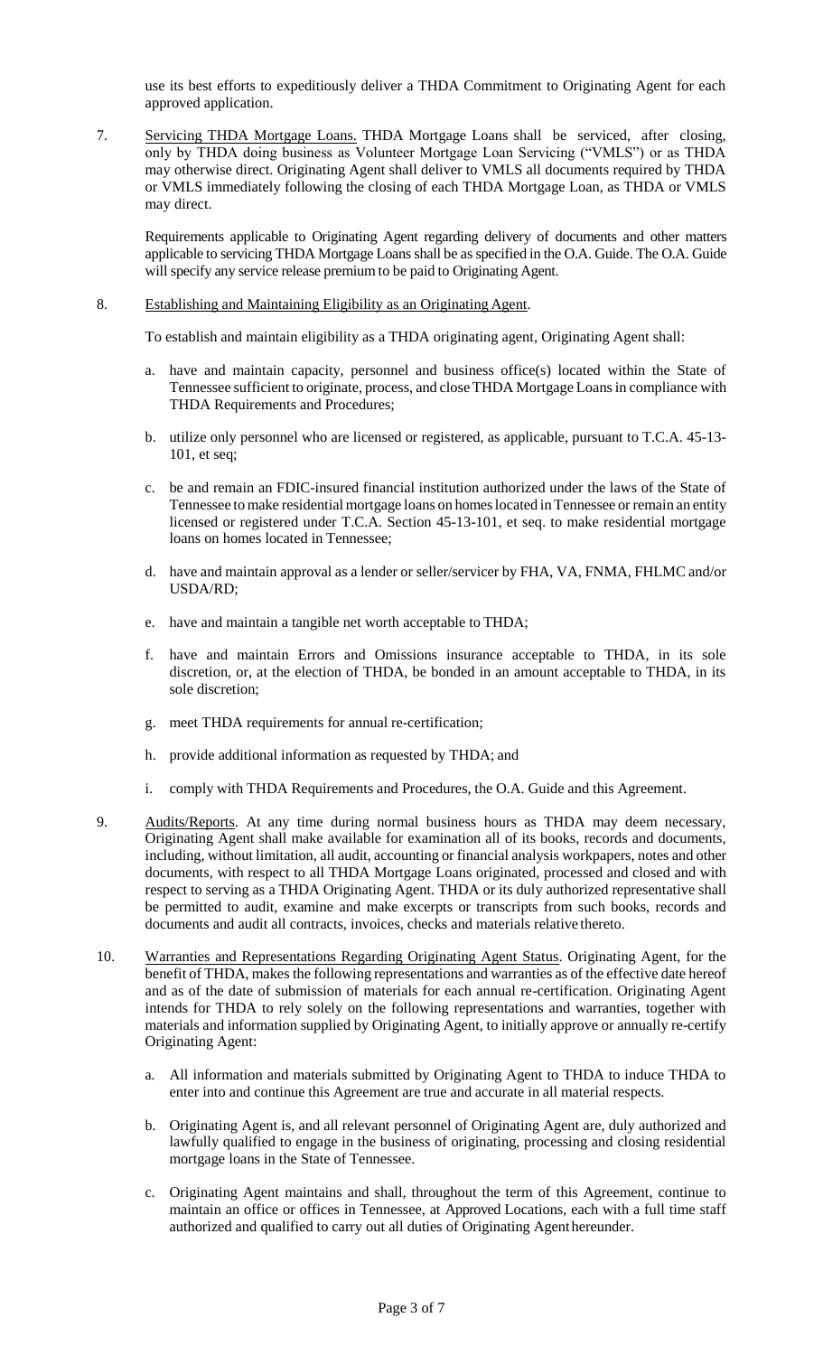use its best efforts to expeditiously deliver a THDA Commitment to Originating Agent for each approved application.

7. Servicing THDA Mortgage Loans. THDA Mortgage Loans shall be serviced, after closing, only by THDA doing business as Volunteer Mortgage Loan Servicing ("VMLS") or as THDA may otherwise direct. Originating Agent shall deliver to VMLS all documents required by THDA or VMLS immediately following the closing of each THDA Mortgage Loan, as THDA or VMLS may direct.

   Requirements applicable to Originating Agent regarding delivery of documents and other matters applicable to servicing THDA Mortgage Loans shall be as specified in the O.A. Guide. The O.A. Guide will specify any service release premium to be paid to Originating Agent.

8. Establishing and Maintaining Eligibility as an Originating Agent.

   To establish and maintain eligibility as a THDA originating agent, Originating Agent shall:

   a. have and maintain capacity, personnel and business office(s) located within the State of Tennessee sufficient to originate, process, and close THDA Mortgage Loans in compliance with THDA Requirements and Procedures;

   b. utilize only personnel who are licensed or registered, as applicable, pursuant to T.C.A. 45-13-101, et seq;

   c. be and remain an FDIC-insured financial institution authorized under the laws of the State of Tennessee to make residential mortgage loans on homes located in Tennessee or remain an entity licensed or registered under T.C.A. Section 45-13-101, et seq. to make residential mortgage loans on homes located in Tennessee;

   d. have and maintain approval as a lender or seller/servicer by FHA, VA, FNMA, FHLMC and/or USDA/RD;

   e. have and maintain a tangible net worth acceptable to THDA;

   f. have and maintain Errors and Omissions insurance acceptable to THDA, in its sole discretion, or, at the election of THDA, be bonded in an amount acceptable to THDA, in its sole discretion;

   g. meet THDA requirements for annual re-certification;

   h. provide additional information as requested by THDA; and

   i. comply with THDA Requirements and Procedures, the O.A. Guide and this Agreement.

9. Audits/Reports. At any time during normal business hours as THDA may deem necessary, Originating Agent shall make available for examination all of its books, records and documents, including, without limitation, all audit, accounting or financial analysis workpapers, notes and other documents, with respect to all THDA Mortgage Loans originated, processed and closed and with respect to serving as a THDA Originating Agent. THDA or its duly authorized representative shall be permitted to audit, examine and make excerpts or transcripts from such books, records and documents and audit all contracts, invoices, checks and materials relative thereto.

10. Warranties and Representations Regarding Originating Agent Status. Originating Agent, for the benefit of THDA, makes the following representations and warranties as of the effective date hereof and as of the date of submission of materials for each annual re-certification. Originating Agent intends for THDA to rely solely on the following representations and warranties, together with materials and information supplied by Originating Agent, to initially approve or annually re-certify Originating Agent:

    a. All information and materials submitted by Originating Agent to THDA to induce THDA to enter into and continue this Agreement are true and accurate in all material respects.

    b. Originating Agent is, and all relevant personnel of Originating Agent are, duly authorized and lawfully qualified to engage in the business of originating, processing and closing residential mortgage loans in the State of Tennessee.

    c. Originating Agent maintains and shall, throughout the term of this Agreement, continue to maintain an office or offices in Tennessee, at Approved Locations, each with a full time staff authorized and qualified to carry out all duties of Originating Agent hereunder.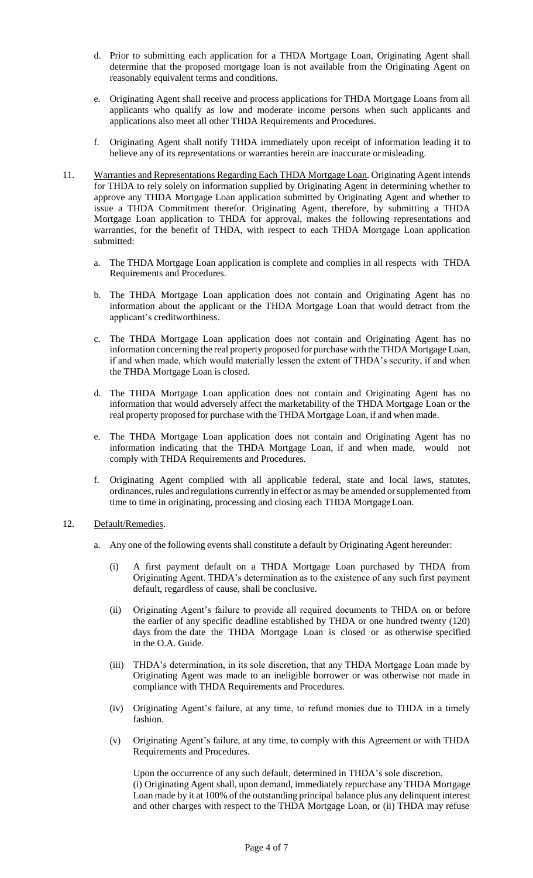d. Prior to submitting each application for a THDA Mortgage Loan, Originating Agent shall determine that the proposed mortgage loan is not available from the Originating Agent on reasonably equivalent terms and conditions.

e. Originating Agent shall receive and process applications for THDA Mortgage Loans from all applicants who qualify as low and moderate income persons when such applicants and applications also meet all other THDA Requirements and Procedures.

f. Originating Agent shall notify THDA immediately upon receipt of information leading it to believe any of its representations or warranties herein are inaccurate or misleading.

11. Warranties and Representations Regarding Each THDA Mortgage Loan. Originating Agent intends for THDA to rely solely on information supplied by Originating Agent in determining whether to approve any THDA Mortgage Loan application submitted by Originating Agent and whether to issue a THDA Commitment therefor. Originating Agent, therefore, by submitting a THDA Mortgage Loan application to THDA for approval, makes the following representations and warranties, for the benefit of THDA, with respect to each THDA Mortgage Loan application submitted:

a. The THDA Mortgage Loan application is complete and complies in all respects with THDA Requirements and Procedures.

b. The THDA Mortgage Loan application does not contain and Originating Agent has no information about the applicant or the THDA Mortgage Loan that would detract from the applicant's creditworthiness.

c. The THDA Mortgage Loan application does not contain and Originating Agent has no information concerning the real property proposed for purchase with the THDA Mortgage Loan, if and when made, which would materially lessen the extent of THDA's security, if and when the THDA Mortgage Loan is closed.

d. The THDA Mortgage Loan application does not contain and Originating Agent has no information that would adversely affect the marketability of the THDA Mortgage Loan or the real property proposed for purchase with the THDA Mortgage Loan, if and when made.

e. The THDA Mortgage Loan application does not contain and Originating Agent has no information indicating that the THDA Mortgage Loan, if and when made, would not comply with THDA Requirements and Procedures.

f. Originating Agent complied with all applicable federal, state and local laws, statutes, ordinances, rules and regulations currently in effect or as may be amended or supplemented from time to time in originating, processing and closing each THDA Mortgage Loan.

12. Default/Remedies.

a. Any one of the following events shall constitute a default by Originating Agent hereunder:

(i) A first payment default on a THDA Mortgage Loan purchased by THDA from Originating Agent. THDA's determination as to the existence of any such first payment default, regardless of cause, shall be conclusive.

(ii) Originating Agent's failure to provide all required documents to THDA on or before the earlier of any specific deadline established by THDA or one hundred twenty (120) days from the date the THDA Mortgage Loan is closed or as otherwise specified in the O.A. Guide.

(iii) THDA's determination, in its sole discretion, that any THDA Mortgage Loan made by Originating Agent was made to an ineligible borrower or was otherwise not made in compliance with THDA Requirements and Procedures.

(iv) Originating Agent's failure, at any time, to refund monies due to THDA in a timely fashion.

(v) Originating Agent's failure, at any time, to comply with this Agreement or with THDA Requirements and Procedures.

Upon the occurrence of any such default, determined in THDA's sole discretion, (i) Originating Agent shall, upon demand, immediately repurchase any THDA Mortgage Loan made by it at 100% of the outstanding principal balance plus any delinquent interest and other charges with respect to the THDA Mortgage Loan, or (ii) THDA may refuse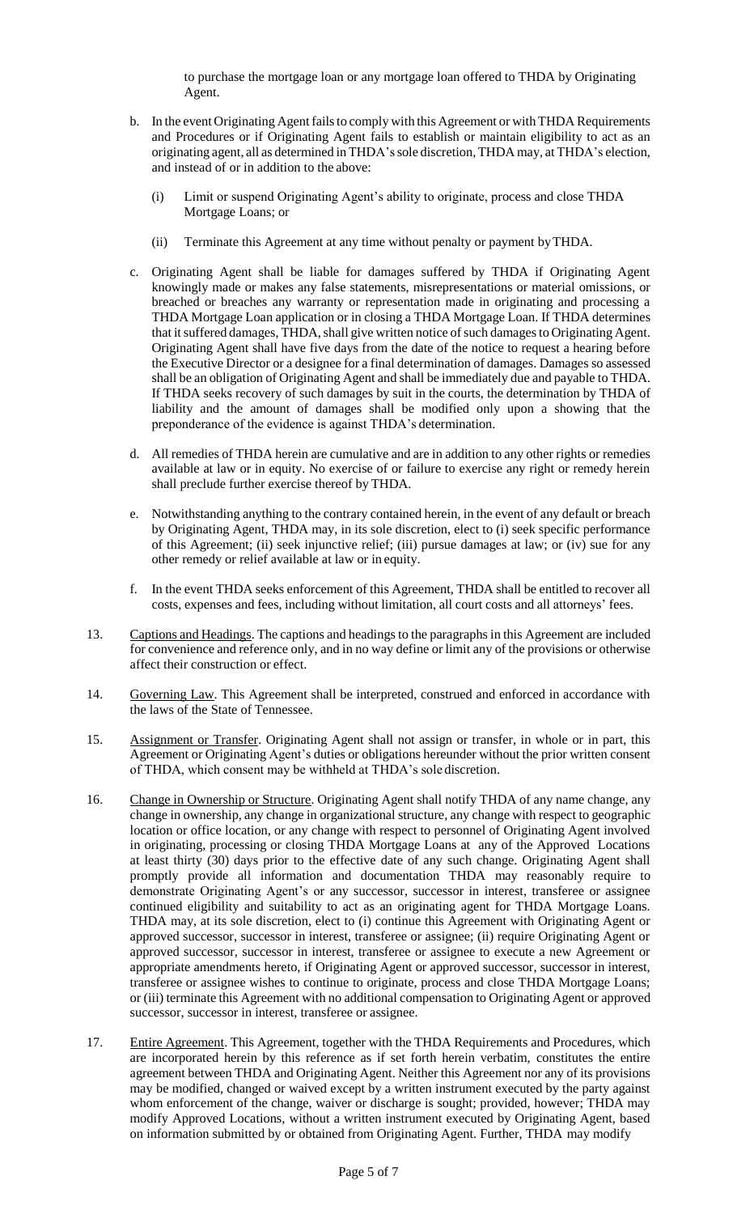to purchase the mortgage loan or any mortgage loan offered to THDA by Originating Agent.

b. In the event Originating Agent fails to comply with this Agreement or with THDA Requirements and Procedures or if Originating Agent fails to establish or maintain eligibility to act as an originating agent, all as determined in THDA's sole discretion, THDA may, at THDA's election, and instead of or in addition to the above:

   (i) Limit or suspend Originating Agent's ability to originate, process and close THDA Mortgage Loans; or

   (ii) Terminate this Agreement at any time without penalty or payment by THDA.

c. Originating Agent shall be liable for damages suffered by THDA if Originating Agent knowingly made or makes any false statements, misrepresentations or material omissions, or breached or breaches any warranty or representation made in originating and processing a THDA Mortgage Loan application or in closing a THDA Mortgage Loan. If THDA determines that it suffered damages, THDA, shall give written notice of such damages to Originating Agent. Originating Agent shall have five days from the date of the notice to request a hearing before the Executive Director or a designee for a final determination of damages. Damages so assessed shall be an obligation of Originating Agent and shall be immediately due and payable to THDA. If THDA seeks recovery of such damages by suit in the courts, the determination by THDA of liability and the amount of damages shall be modified only upon a showing that the preponderance of the evidence is against THDA's determination.

d. All remedies of THDA herein are cumulative and are in addition to any other rights or remedies available at law or in equity. No exercise of or failure to exercise any right or remedy herein shall preclude further exercise thereof by THDA.

e. Notwithstanding anything to the contrary contained herein, in the event of any default or breach by Originating Agent, THDA may, in its sole discretion, elect to (i) seek specific performance of this Agreement; (ii) seek injunctive relief; (iii) pursue damages at law; or (iv) sue for any other remedy or relief available at law or in equity.

f. In the event THDA seeks enforcement of this Agreement, THDA shall be entitled to recover all costs, expenses and fees, including without limitation, all court costs and all attorneys' fees.

13. Captions and Headings. The captions and headings to the paragraphs in this Agreement are included for convenience and reference only, and in no way define or limit any of the provisions or otherwise affect their construction or effect.

14. Governing Law. This Agreement shall be interpreted, construed and enforced in accordance with the laws of the State of Tennessee.

15. Assignment or Transfer. Originating Agent shall not assign or transfer, in whole or in part, this Agreement or Originating Agent's duties or obligations hereunder without the prior written consent of THDA, which consent may be withheld at THDA's sole discretion.

16. Change in Ownership or Structure. Originating Agent shall notify THDA of any name change, any change in ownership, any change in organizational structure, any change with respect to geographic location or office location, or any change with respect to personnel of Originating Agent involved in originating, processing or closing THDA Mortgage Loans at any of the Approved Locations at least thirty (30) days prior to the effective date of any such change. Originating Agent shall promptly provide all information and documentation THDA may reasonably require to demonstrate Originating Agent's or any successor, successor in interest, transferee or assignee continued eligibility and suitability to act as an originating agent for THDA Mortgage Loans. THDA may, at its sole discretion, elect to (i) continue this Agreement with Originating Agent or approved successor, successor in interest, transferee or assignee; (ii) require Originating Agent or approved successor, successor in interest, transferee or assignee to execute a new Agreement or appropriate amendments hereto, if Originating Agent or approved successor, successor in interest, transferee or assignee wishes to continue to originate, process and close THDA Mortgage Loans; or (iii) terminate this Agreement with no additional compensation to Originating Agent or approved successor, successor in interest, transferee or assignee.

17. Entire Agreement. This Agreement, together with the THDA Requirements and Procedures, which are incorporated herein by this reference as if set forth herein verbatim, constitutes the entire agreement between THDA and Originating Agent. Neither this Agreement nor any of its provisions may be modified, changed or waived except by a written instrument executed by the party against whom enforcement of the change, waiver or discharge is sought; provided, however; THDA may modify Approved Locations, without a written instrument executed by Originating Agent, based on information submitted by or obtained from Originating Agent. Further, THDA may modify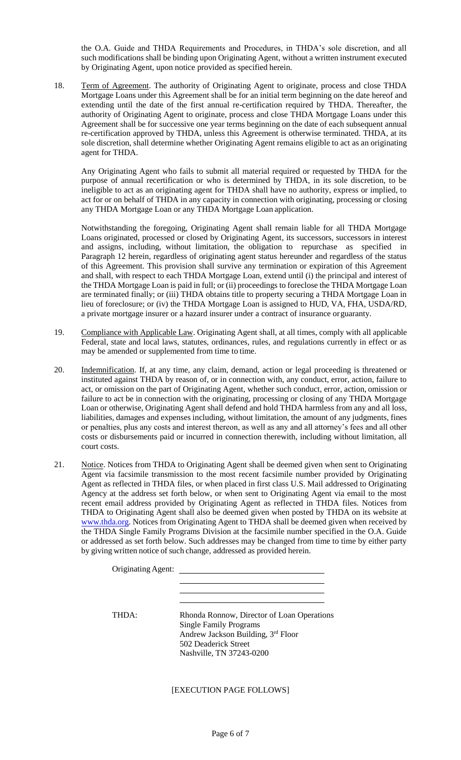the O.A. Guide and THDA Requirements and Procedures, in THDA's sole discretion, and all such modifications shall be binding upon Originating Agent, without a written instrument executed by Originating Agent, upon notice provided as specified herein.

18. Term of Agreement. The authority of Originating Agent to originate, process and close THDA Mortgage Loans under this Agreement shall be for an initial term beginning on the date hereof and extending until the date of the first annual re-certification required by THDA. Thereafter, the authority of Originating Agent to originate, process and close THDA Mortgage Loans under this Agreement shall be for successive one year terms beginning on the date of each subsequent annual re-certification approved by THDA, unless this Agreement is otherwise terminated. THDA, at its sole discretion, shall determine whether Originating Agent remains eligible to act as an originating agent for THDA.

   Any Originating Agent who fails to submit all material required or requested by THDA for the purpose of annual recertification or who is determined by THDA, in its sole discretion, to be ineligible to act as an originating agent for THDA shall have no authority, express or implied, to act for or on behalf of THDA in any capacity in connection with originating, processing or closing any THDA Mortgage Loan or any THDA Mortgage Loan application.

   Notwithstanding the foregoing, Originating Agent shall remain liable for all THDA Mortgage Loans originated, processed or closed by Originating Agent, its successors, successors in interest and assigns, including, without limitation, the obligation to repurchase as specified in Paragraph 12 herein, regardless of originating agent status hereunder and regardless of the status of this Agreement. This provision shall survive any termination or expiration of this Agreement and shall, with respect to each THDA Mortgage Loan, extend until (i) the principal and interest of the THDA Mortgage Loan is paid in full; or (ii) proceedings to foreclose the THDA Mortgage Loan are terminated finally; or (iii) THDA obtains title to property securing a THDA Mortgage Loan in lieu of foreclosure; or (iv) the THDA Mortgage Loan is assigned to HUD, VA, FHA, USDA/RD, a private mortgage insurer or a hazard insurer under a contract of insurance or guaranty.

19. Compliance with Applicable Law. Originating Agent shall, at all times, comply with all applicable Federal, state and local laws, statutes, ordinances, rules, and regulations currently in effect or as may be amended or supplemented from time to time.

20. Indemnification. If, at any time, any claim, demand, action or legal proceeding is threatened or instituted against THDA by reason of, or in connection with, any conduct, error, action, failure to act, or omission on the part of Originating Agent, whether such conduct, error, action, omission or failure to act be in connection with the originating, processing or closing of any THDA Mortgage Loan or otherwise, Originating Agent shall defend and hold THDA harmless from any and all loss, liabilities, damages and expenses including, without limitation, the amount of any judgments, fines or penalties, plus any costs and interest thereon, as well as any and all attorney's fees and all other costs or disbursements paid or incurred in connection therewith, including without limitation, all court costs.

21. Notice. Notices from THDA to Originating Agent shall be deemed given when sent to Originating Agent via facsimile transmission to the most recent facsimile number provided by Originating Agent as reflected in THDA files, or when placed in first class U.S. Mail addressed to Originating Agency at the address set forth below, or when sent to Originating Agent via email to the most recent email address provided by Originating Agent as reflected in THDA files. Notices from THDA to Originating Agent shall also be deemed given when posted by THDA on its website at www.thda.org. Notices from Originating Agent to THDA shall be deemed given when received by the THDA Single Family Programs Division at the facsimile number specified in the O.A. Guide or addressed as set forth below. Such addresses may be changed from time to time by either party by giving written notice of such change, addressed as provided herein.

Originating Agent: ______________________________

______________________________

______________________________

______________________________

THDA: Rhonda Ronnow, Director of Loan Operations
Single Family Programs
Andrew Jackson Building, 3rd Floor
502 Deaderick Street
Nashville, TN 37243-0200

[EXECUTION PAGE FOLLOWS]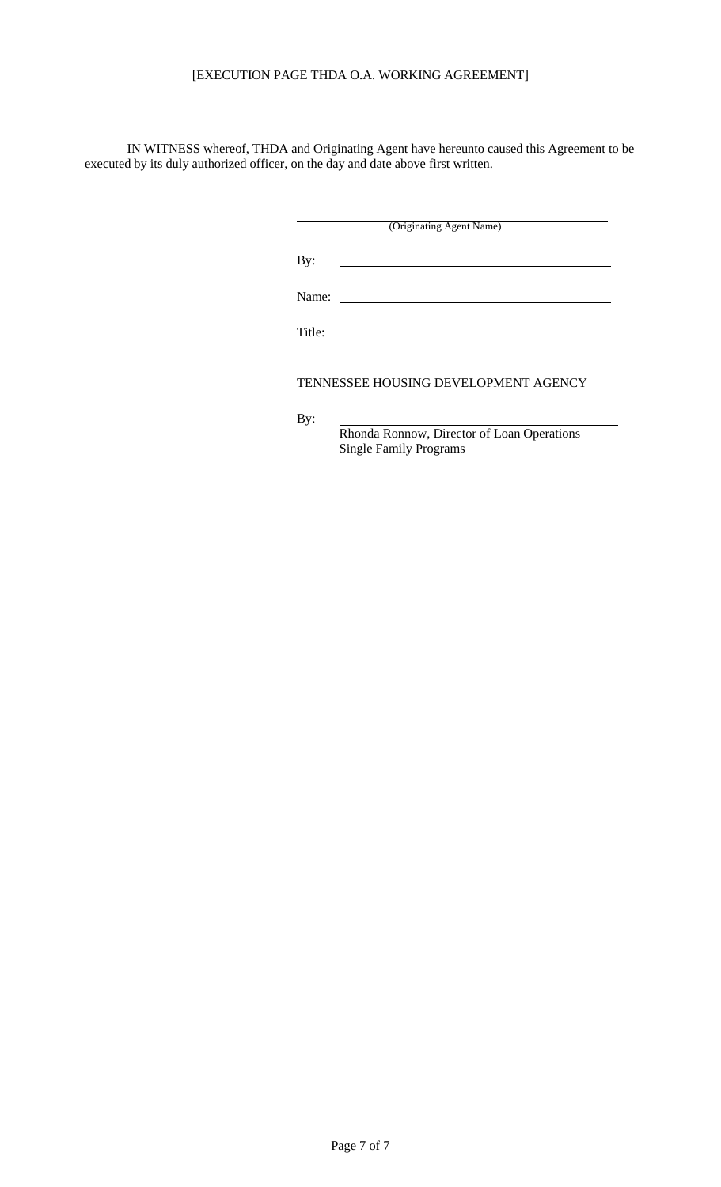[EXECUTION PAGE THDA O.A. WORKING AGREEMENT]

IN WITNESS whereof, THDA and Originating Agent have hereunto caused this Agreement to be executed by its duly authorized officer, on the day and date above first written.

\_\_\_\_\_\_\_\_\_\_\_\_\_\_\_\_\_\_\_\_\_\_\_\_\_\_\_\_\_\_\_\_\_\_\_\_\_\_\_\_
(Originating Agent Name)

By: \_\_\_\_\_\_\_\_\_\_\_\_\_\_\_\_\_\_\_\_\_\_\_\_\_\_\_\_\_\_\_\_\_\_\_\_

Name: \_\_\_\_\_\_\_\_\_\_\_\_\_\_\_\_\_\_\_\_\_\_\_\_\_\_\_\_\_\_\_\_\_\_

Title: \_\_\_\_\_\_\_\_\_\_\_\_\_\_\_\_\_\_\_\_\_\_\_\_\_\_\_\_\_\_\_\_\_\_\_

TENNESSEE HOUSING DEVELOPMENT AGENCY

By: \_\_\_\_\_\_\_\_\_\_\_\_\_\_\_\_\_\_\_\_\_\_\_\_\_\_\_\_\_\_\_\_\_\_\_\_
Rhonda Ronnow, Director of Loan Operations
Single Family Programs